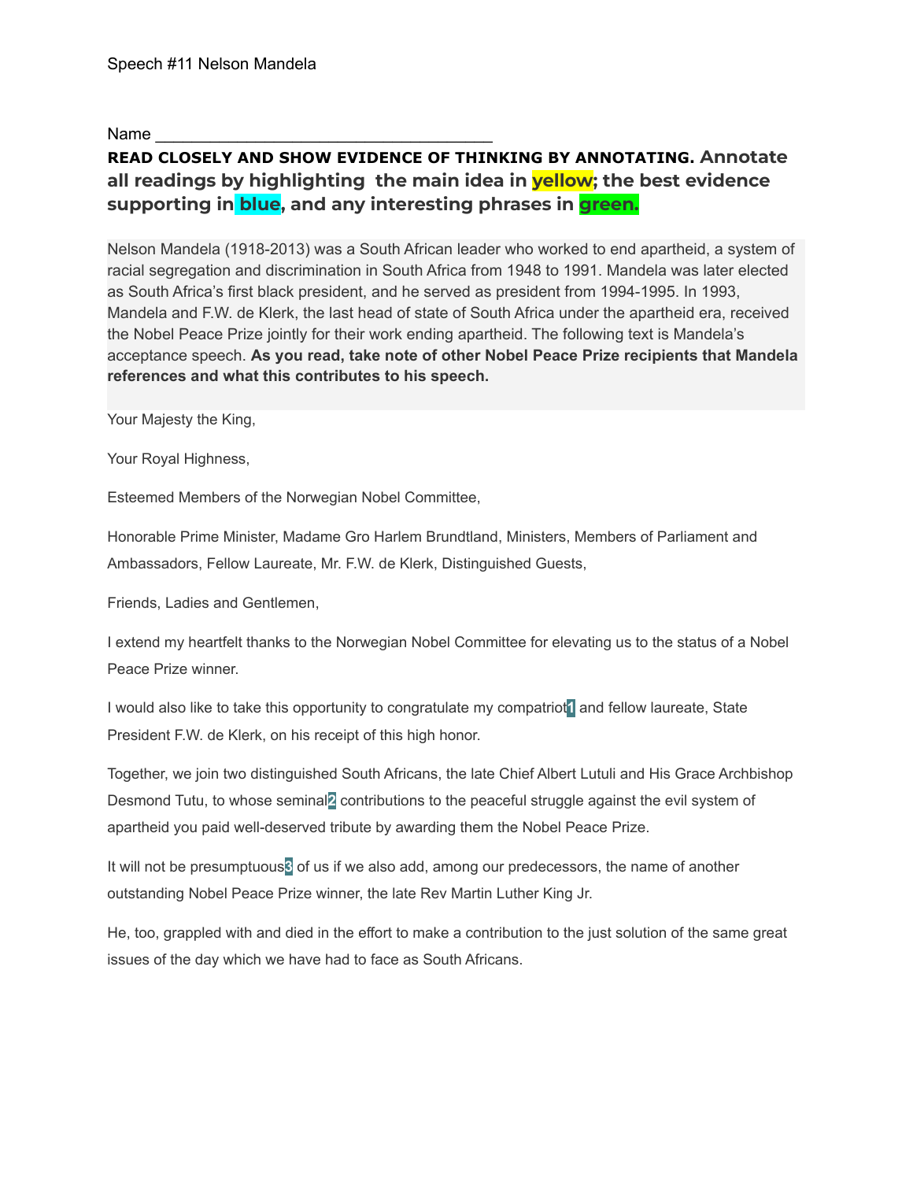Speech #11 Nelson Mandela

Name ___________________________________

**READ CLOSELY AND SHOW EVIDENCE OF THINKING BY ANNOTATING. Annotate all readings by highlighting the main idea in yellow; the best evidence supporting in blue, and any interesting phrases in green.**

Nelson Mandela (1918-2013) was a South African leader who worked to end apartheid, a system of racial segregation and discrimination in South Africa from 1948 to 1991. Mandela was later elected as South Africa's first black president, and he served as president from 1994-1995. In 1993, Mandela and F.W. de Klerk, the last head of state of South Africa under the apartheid era, received the Nobel Peace Prize jointly for their work ending apartheid. The following text is Mandela's acceptance speech. **As you read, take note of other Nobel Peace Prize recipients that Mandela references and what this contributes to his speech.**

Your Majesty the King,

Your Royal Highness,

Esteemed Members of the Norwegian Nobel Committee,

Honorable Prime Minister, Madame Gro Harlem Brundtland, Ministers, Members of Parliament and Ambassadors, Fellow Laureate, Mr. F.W. de Klerk, Distinguished Guests,

Friends, Ladies and Gentlemen,

I extend my heartfelt thanks to the Norwegian Nobel Committee for elevating us to the status of a Nobel Peace Prize winner.

I would also like to take this opportunity to congratulate my compatriot[1] and fellow laureate, State President F.W. de Klerk, on his receipt of this high honor.

Together, we join two distinguished South Africans, the late Chief Albert Lutuli and His Grace Archbishop Desmond Tutu, to whose seminal[2] contributions to the peaceful struggle against the evil system of apartheid you paid well-deserved tribute by awarding them the Nobel Peace Prize.

It will not be presumptuous[3] of us if we also add, among our predecessors, the name of another outstanding Nobel Peace Prize winner, the late Rev Martin Luther King Jr.

He, too, grappled with and died in the effort to make a contribution to the just solution of the same great issues of the day which we have had to face as South Africans.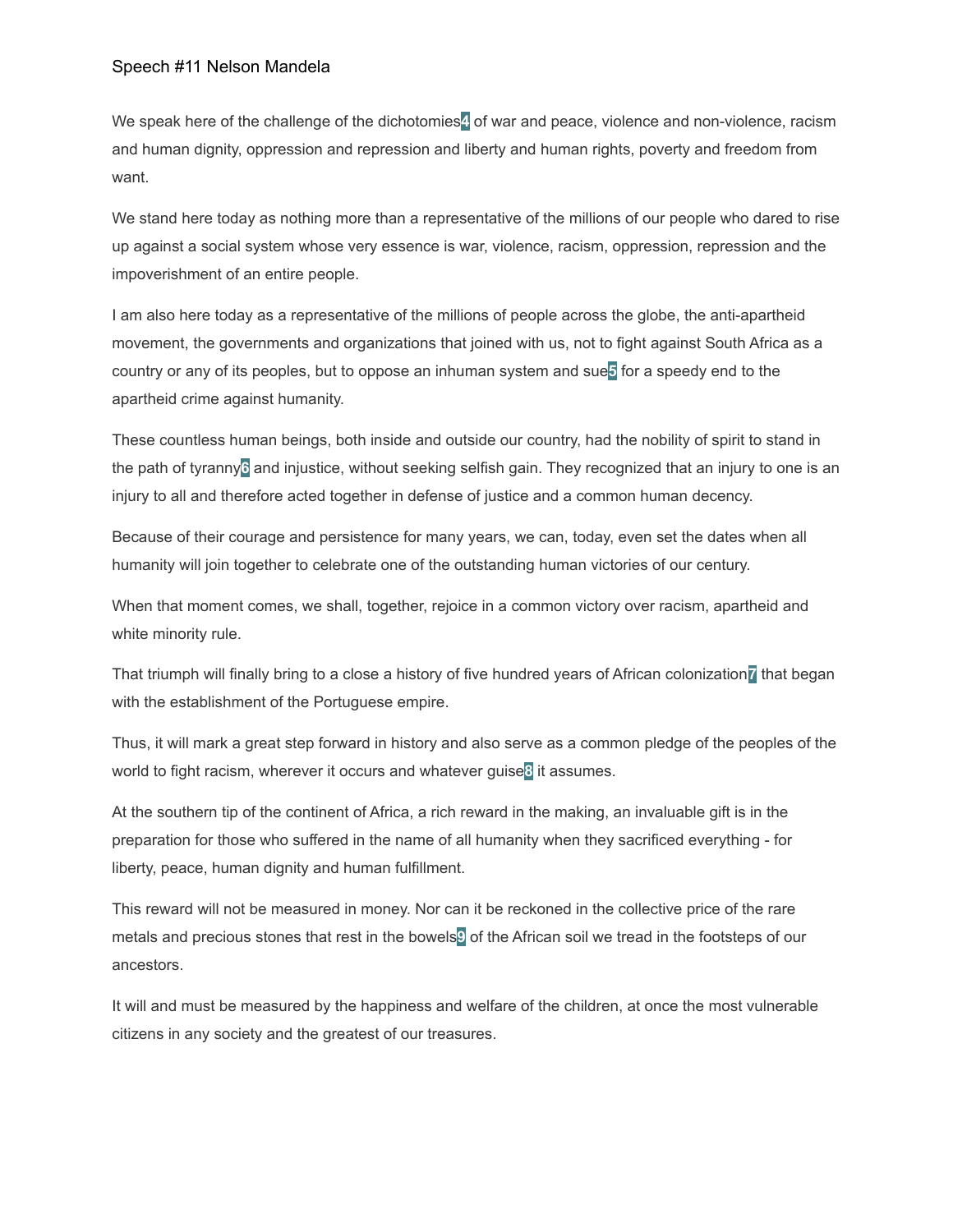Speech #11 Nelson Mandela

We speak here of the challenge of the dichotomies[4] of war and peace, violence and non-violence, racism and human dignity, oppression and repression and liberty and human rights, poverty and freedom from want.

We stand here today as nothing more than a representative of the millions of our people who dared to rise up against a social system whose very essence is war, violence, racism, oppression, repression and the impoverishment of an entire people.

I am also here today as a representative of the millions of people across the globe, the anti-apartheid movement, the governments and organizations that joined with us, not to fight against South Africa as a country or any of its peoples, but to oppose an inhuman system and sue[5] for a speedy end to the apartheid crime against humanity.

These countless human beings, both inside and outside our country, had the nobility of spirit to stand in the path of tyranny[6] and injustice, without seeking selfish gain. They recognized that an injury to one is an injury to all and therefore acted together in defense of justice and a common human decency.

Because of their courage and persistence for many years, we can, today, even set the dates when all humanity will join together to celebrate one of the outstanding human victories of our century.

When that moment comes, we shall, together, rejoice in a common victory over racism, apartheid and white minority rule.

That triumph will finally bring to a close a history of five hundred years of African colonization[7] that began with the establishment of the Portuguese empire.

Thus, it will mark a great step forward in history and also serve as a common pledge of the peoples of the world to fight racism, wherever it occurs and whatever guise[8] it assumes.

At the southern tip of the continent of Africa, a rich reward in the making, an invaluable gift is in the preparation for those who suffered in the name of all humanity when they sacrificed everything - for liberty, peace, human dignity and human fulfillment.

This reward will not be measured in money. Nor can it be reckoned in the collective price of the rare metals and precious stones that rest in the bowels[9] of the African soil we tread in the footsteps of our ancestors.

It will and must be measured by the happiness and welfare of the children, at once the most vulnerable citizens in any society and the greatest of our treasures.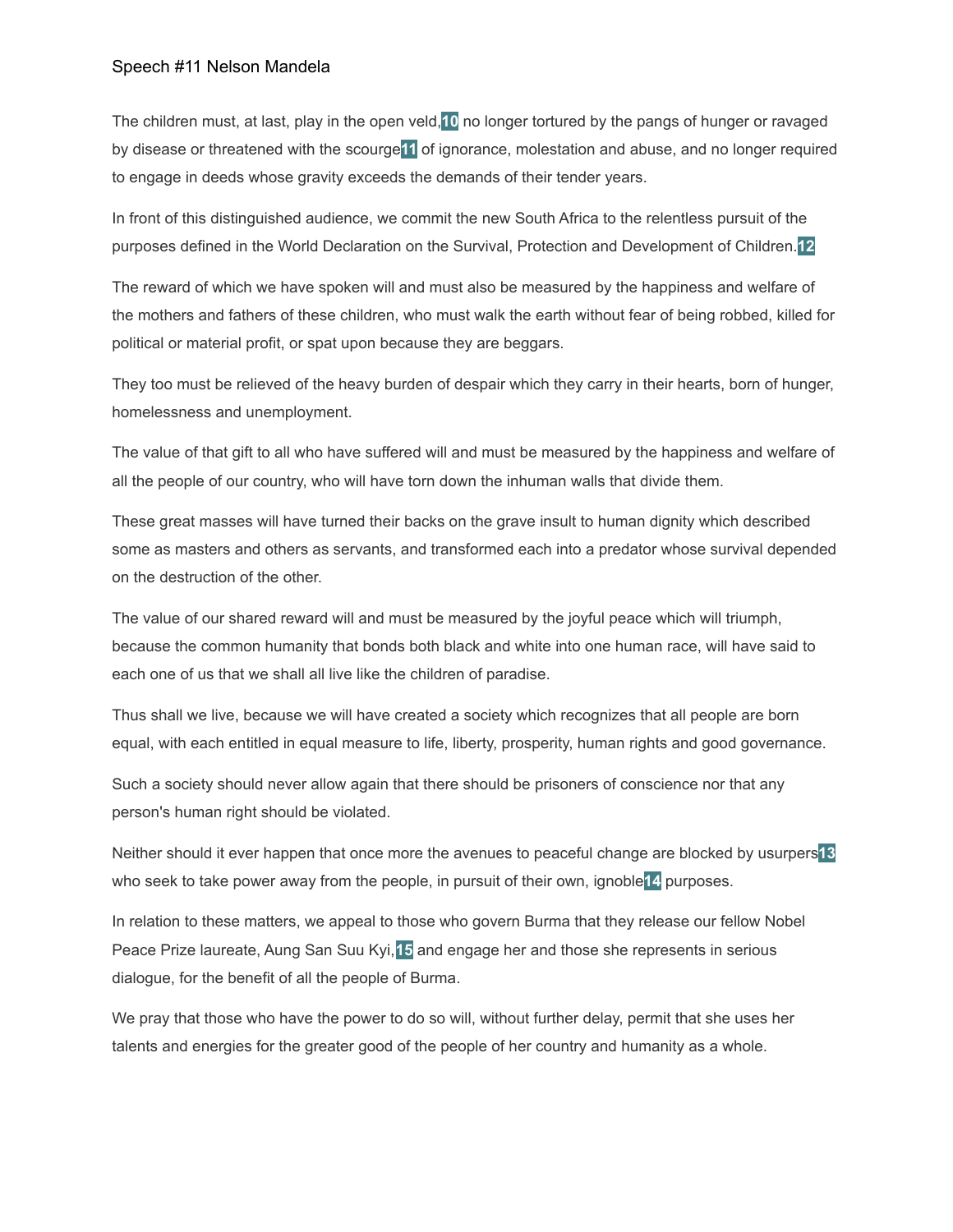Speech #11 Nelson Mandela

The children must, at last, play in the open veld,[10] no longer tortured by the pangs of hunger or ravaged by disease or threatened with the scourge[11] of ignorance, molestation and abuse, and no longer required to engage in deeds whose gravity exceeds the demands of their tender years.

In front of this distinguished audience, we commit the new South Africa to the relentless pursuit of the purposes defined in the World Declaration on the Survival, Protection and Development of Children.[12]

The reward of which we have spoken will and must also be measured by the happiness and welfare of the mothers and fathers of these children, who must walk the earth without fear of being robbed, killed for political or material profit, or spat upon because they are beggars.

They too must be relieved of the heavy burden of despair which they carry in their hearts, born of hunger, homelessness and unemployment.

The value of that gift to all who have suffered will and must be measured by the happiness and welfare of all the people of our country, who will have torn down the inhuman walls that divide them.

These great masses will have turned their backs on the grave insult to human dignity which described some as masters and others as servants, and transformed each into a predator whose survival depended on the destruction of the other.

The value of our shared reward will and must be measured by the joyful peace which will triumph, because the common humanity that bonds both black and white into one human race, will have said to each one of us that we shall all live like the children of paradise.

Thus shall we live, because we will have created a society which recognizes that all people are born equal, with each entitled in equal measure to life, liberty, prosperity, human rights and good governance.

Such a society should never allow again that there should be prisoners of conscience nor that any person's human right should be violated.

Neither should it ever happen that once more the avenues to peaceful change are blocked by usurpers[13] who seek to take power away from the people, in pursuit of their own, ignoble[14] purposes.

In relation to these matters, we appeal to those who govern Burma that they release our fellow Nobel Peace Prize laureate, Aung San Suu Kyi,[15] and engage her and those she represents in serious dialogue, for the benefit of all the people of Burma.

We pray that those who have the power to do so will, without further delay, permit that she uses her talents and energies for the greater good of the people of her country and humanity as a whole.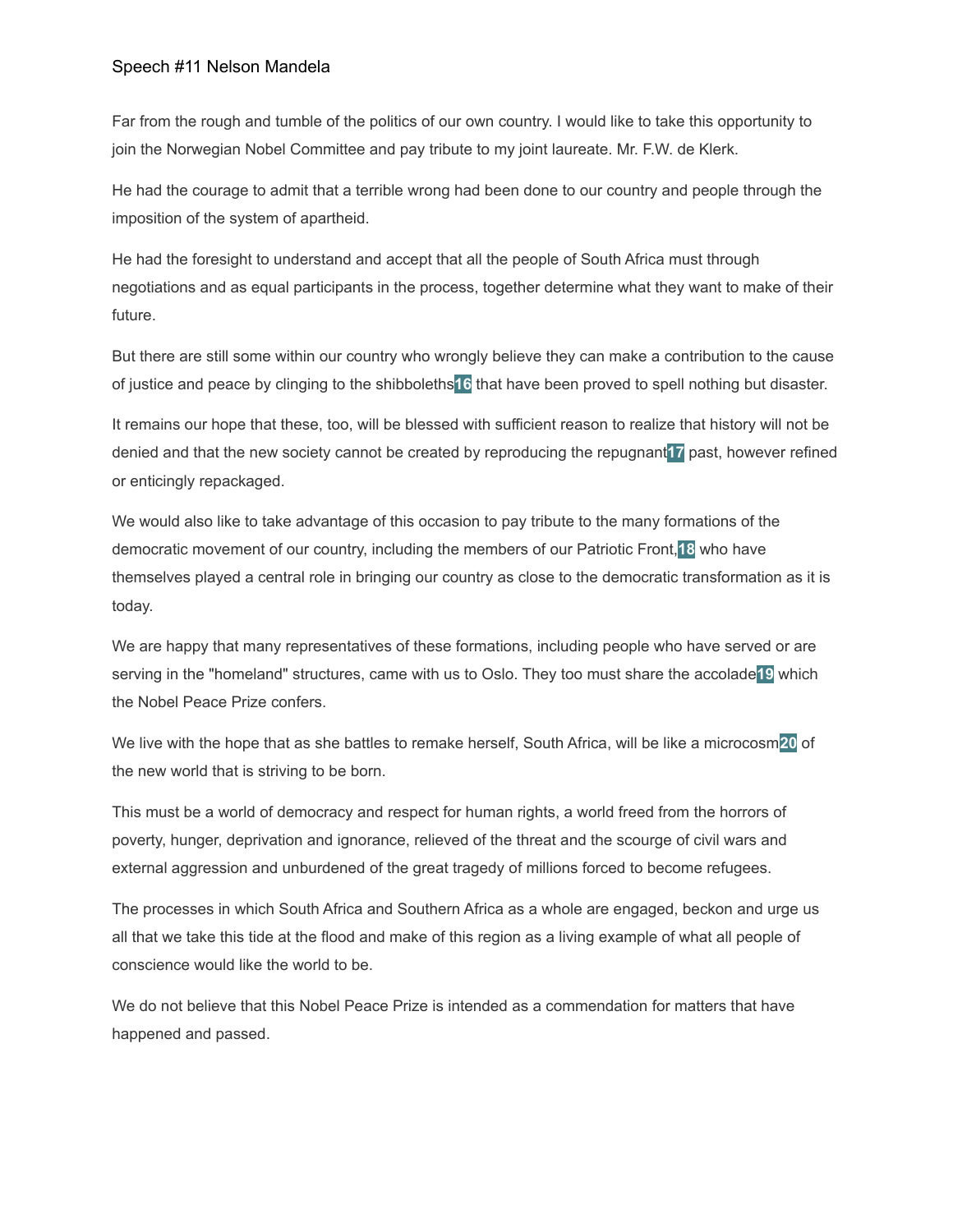Speech #11 Nelson Mandela

Far from the rough and tumble of the politics of our own country. I would like to take this opportunity to join the Norwegian Nobel Committee and pay tribute to my joint laureate. Mr. F.W. de Klerk.

He had the courage to admit that a terrible wrong had been done to our country and people through the imposition of the system of apartheid.

He had the foresight to understand and accept that all the people of South Africa must through negotiations and as equal participants in the process, together determine what they want to make of their future.

But there are still some within our country who wrongly believe they can make a contribution to the cause of justice and peace by clinging to the shibboleths[16] that have been proved to spell nothing but disaster.

It remains our hope that these, too, will be blessed with sufficient reason to realize that history will not be denied and that the new society cannot be created by reproducing the repugnant[17] past, however refined or enticingly repackaged.

We would also like to take advantage of this occasion to pay tribute to the many formations of the democratic movement of our country, including the members of our Patriotic Front,[18] who have themselves played a central role in bringing our country as close to the democratic transformation as it is today.

We are happy that many representatives of these formations, including people who have served or are serving in the "homeland" structures, came with us to Oslo. They too must share the accolade[19] which the Nobel Peace Prize confers.

We live with the hope that as she battles to remake herself, South Africa, will be like a microcosm[20] of the new world that is striving to be born.

This must be a world of democracy and respect for human rights, a world freed from the horrors of poverty, hunger, deprivation and ignorance, relieved of the threat and the scourge of civil wars and external aggression and unburdened of the great tragedy of millions forced to become refugees.

The processes in which South Africa and Southern Africa as a whole are engaged, beckon and urge us all that we take this tide at the flood and make of this region as a living example of what all people of conscience would like the world to be.

We do not believe that this Nobel Peace Prize is intended as a commendation for matters that have happened and passed.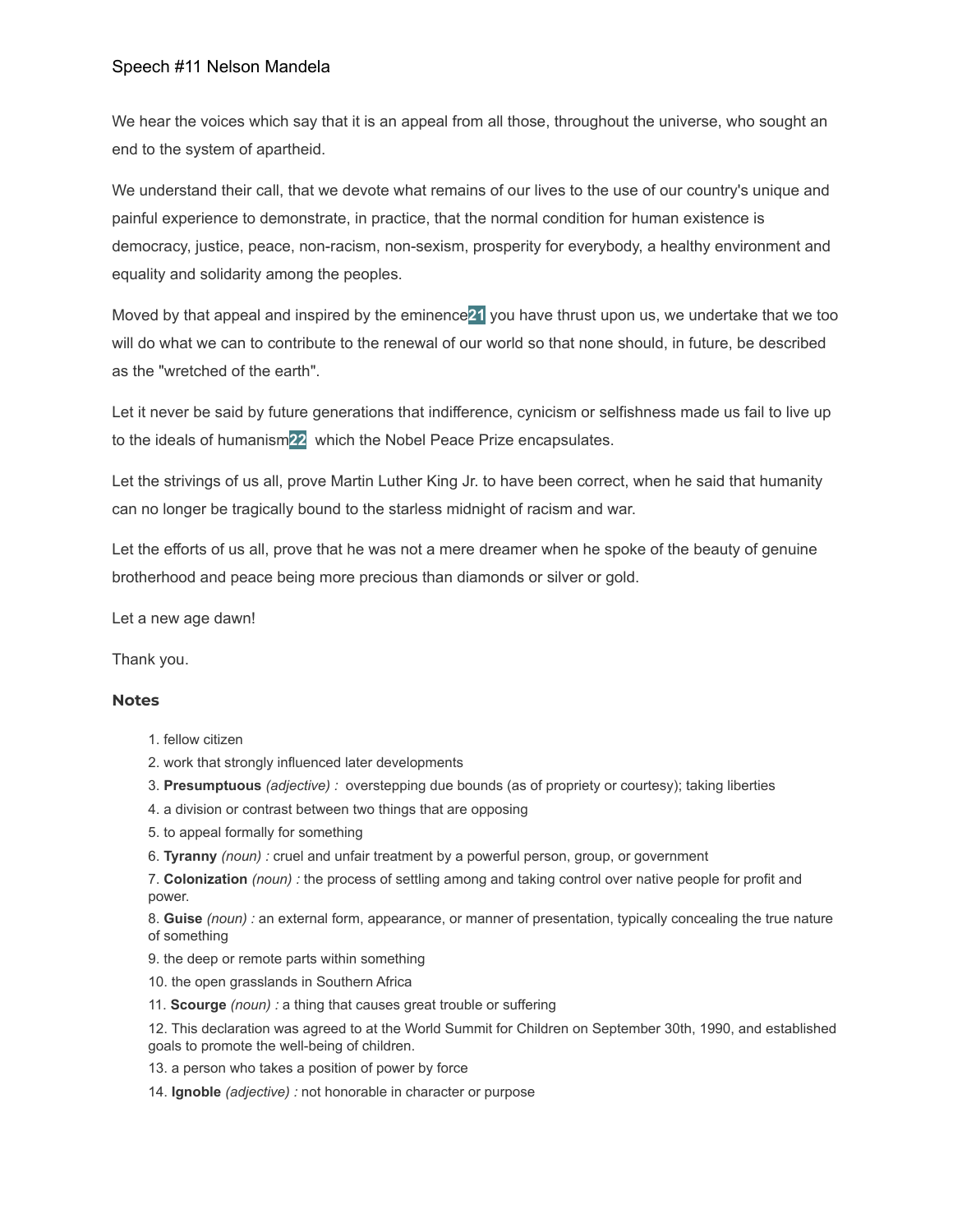Speech #11 Nelson Mandela

We hear the voices which say that it is an appeal from all those, throughout the universe, who sought an end to the system of apartheid.

We understand their call, that we devote what remains of our lives to the use of our country's unique and painful experience to demonstrate, in practice, that the normal condition for human existence is democracy, justice, peace, non-racism, non-sexism, prosperity for everybody, a healthy environment and equality and solidarity among the peoples.

Moved by that appeal and inspired by the eminence[21] you have thrust upon us, we undertake that we too will do what we can to contribute to the renewal of our world so that none should, in future, be described as the "wretched of the earth".

Let it never be said by future generations that indifference, cynicism or selfishness made us fail to live up to the ideals of humanism[22] which the Nobel Peace Prize encapsulates.

Let the strivings of us all, prove Martin Luther King Jr. to have been correct, when he said that humanity can no longer be tragically bound to the starless midnight of racism and war.

Let the efforts of us all, prove that he was not a mere dreamer when he spoke of the beauty of genuine brotherhood and peace being more precious than diamonds or silver or gold.

Let a new age dawn!

Thank you.

### Notes

1. fellow citizen
2. work that strongly influenced later developments
3. **Presumptuous** *(adjective) :* overstepping due bounds (as of propriety or courtesy); taking liberties
4. a division or contrast between two things that are opposing
5. to appeal formally for something
6. **Tyranny** *(noun) :* cruel and unfair treatment by a powerful person, group, or government
7. **Colonization** *(noun) :* the process of settling among and taking control over native people for profit and power.
8. **Guise** *(noun) :* an external form, appearance, or manner of presentation, typically concealing the true nature of something
9. the deep or remote parts within something
10. the open grasslands in Southern Africa
11. **Scourge** *(noun) :* a thing that causes great trouble or suffering
12. This declaration was agreed to at the World Summit for Children on September 30th, 1990, and established goals to promote the well-being of children.
13. a person who takes a position of power by force
14. **Ignoble** *(adjective) :* not honorable in character or purpose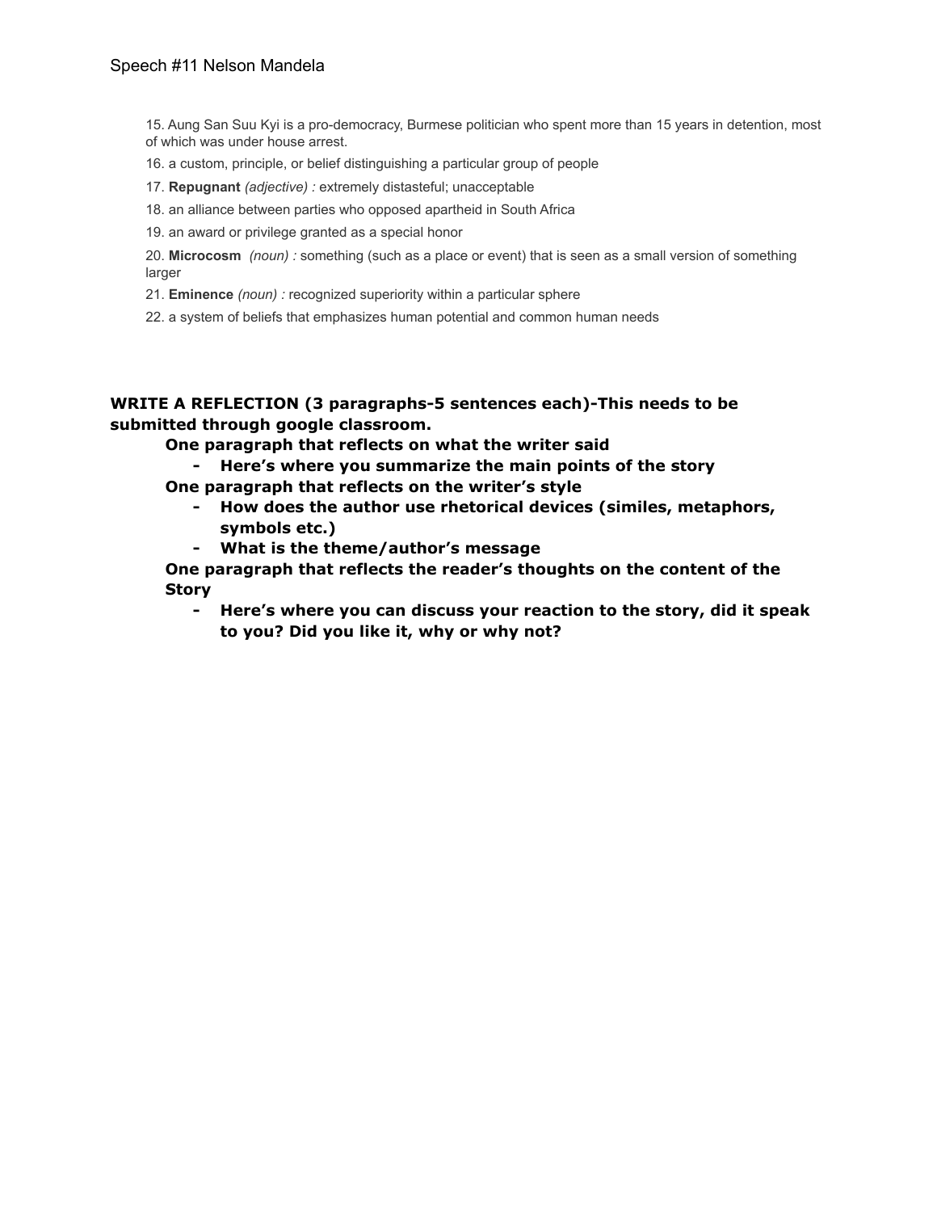15. Aung San Suu Kyi is a pro-democracy, Burmese politician who spent more than 15 years in detention, most of which was under house arrest.

16. a custom, principle, or belief distinguishing a particular group of people

17. **Repugnant** *(adjective) :* extremely distasteful; unacceptable

18. an alliance between parties who opposed apartheid in South Africa

19. an award or privilege granted as a special honor

20. **Microcosm** *(noun) :* something (such as a place or event) that is seen as a small version of something larger

21. **Eminence** *(noun) :* recognized superiority within a particular sphere

22. a system of beliefs that emphasizes human potential and common human needs

**WRITE A REFLECTION (3 paragraphs-5 sentences each)-This needs to be submitted through google classroom.**

**One paragraph that reflects on what the writer said**

- **Here's where you summarize the main points of the story**

**One paragraph that reflects on the writer's style**

- **How does the author use rhetorical devices (similes, metaphors, symbols etc.)**
- **What is the theme/author's message**

**One paragraph that reflects the reader's thoughts on the content of the Story**

- **Here's where you can discuss your reaction to the story, did it speak to you? Did you like it, why or why not?**